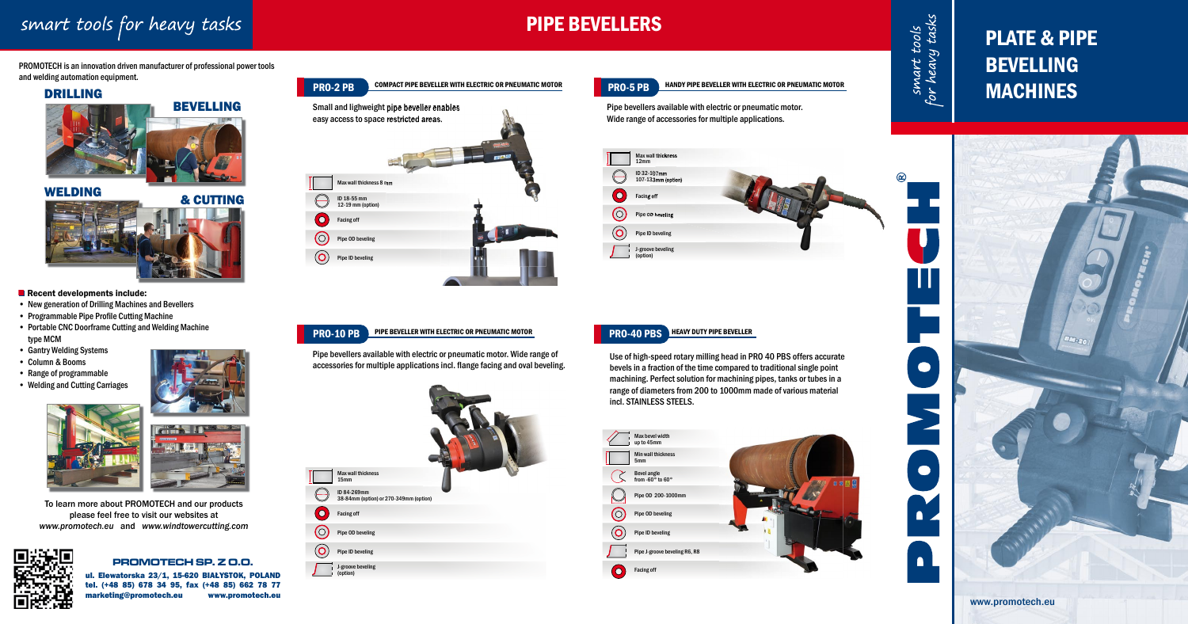# smart tools for heavy tasks

PROMOTECH is an innovation driven manufacturer of professional power tools and welding automation equipment.

DRILLING

BEVELLING

WELDING

& CUTTING

**Recent developments include:**

- New generation of Drilling Machines and Bevellers
- Programmable Pipe Profile Cutting Machine
- Portable CNC Doorframe Cutting and Welding Machine type MCM
- Gantry Welding Systems
- Column & Booms
- Range of programmable
- Welding and Cutting Carriages

To learn more about PROMOTECH and our products please feel free to visit our websites at *www.promotech.eu* and *www.windtowercutting.com*

**PROMOTECH SP. Z O.O.**
ul. Elewatorska 23/1, 15-620 BIAŁYSTOK, POLAND
tel. (+48 85) 678 34 95, fax (+48 85) 662 78 77
marketing@promotech.eu www.promotech.eu

# PIPE BEVELLERS

## PRO-2 PB — COMPACT PIPE BEVELLER WITH ELECTRIC OR PNEUMATIC MOTOR

Small and lighweight pipe beveller enables easy access to space restricted areas.

- Max wall thickness 8 mm
- ID 18-55 mm, 12-19 mm (option)
- Facing off
- Pipe OD beveling
- Pipe ID beveling

## PRO-5 PB — HANDY PIPE BEVELLER WITH ELECTRIC OR PNEUMATIC MOTOR

Pipe bevellers available with electric or pneumatic motor. Wide range of accessories for multiple applications.

- Max wall thickness 12mm
- ID 32-107mm, 107-133mm (option)
- Facing off
- Pipe OD beveling
- Pipe ID beveling
- J-groove beveling (option)

## PRO-10 PB — PIPE BEVELLER WITH ELECTRIC OR PNEUMATIC MOTOR

Pipe bevellers available with electric or pneumatic motor. Wide range of accessories for multiple applications incl. flange facing and oval beveling.

- Max wall thickness 15mm
- ID 84-269mm, 38-84mm (option) or 270-349mm (option)
- Facing off
- Pipe OD beveling
- Pipe ID beveling
- J-groove beveling (option)

## PRO-40 PBS — HEAVY DUTY PIPE BEVELLER

Use of high-speed rotary milling head in PRO 40 PBS offers accurate bevels in a fraction of the time compared to traditional single point machining. Perfect solution for machining pipes, tanks or tubes in a range of diameters from 200 to 1000mm made of various material incl. STAINLESS STEELS.

- Max bevel width up to 45mm
- Min wall thickness 5mm
- Bevel angle from -60° to 60°
- Pipe OD 200-1000mm
- Pipe OD beveling
- Pipe ID beveling
- Pipe J-groove beveling R6, R8
- Facing off

# PLATE & PIPE BEVELLING MACHINES

smart tools for heavy tasks

PROMOTECH

www.promotech.eu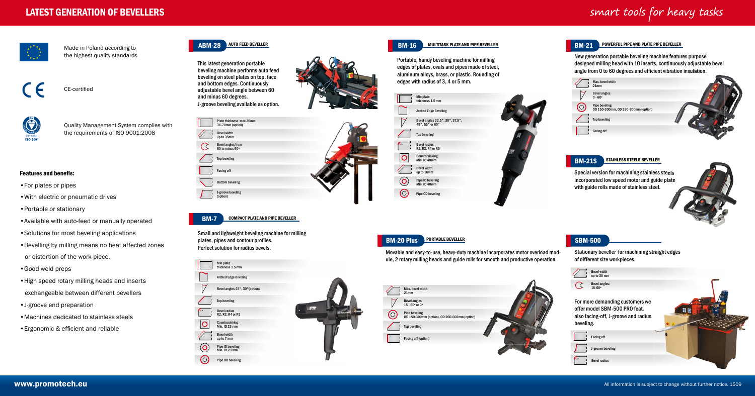# LATEST GENERATION OF BEVELLERS

smart tools for heavy tasks

Made in Poland according to the highest quality standards

CE-certified

Quality Management System complies with the requirements of ISO 9001:2008

### Features and benefits:

- For plates or pipes
- With electric or pneumatic drives
- Portable or stationary
- Available with auto-feed or manually operated
- Solutions for most beveling applications
- Bevelling by milling means no heat affected zones or distortion of the work piece.
- Good weld preps
- High speed rotary milling heads and inserts exchangeable between different bevellers
- J-groove end preparation
- Machines dedicated to stainless steels
- Ergonomic & efficient and reliable

## ABM-28 AUTO FEED BEVELLER

This latest generation portable beveling machine performs auto feed beveling on steel plates on top, face and bottom edges. Continuously adjustable bevel angle between 60 and minus 60 degrees.
J-groove beveling available as option.

- Plate thickness max 35mm 36-70mm (option)
- Bevel width up to 35mm
- Bevel angles from 60 to minus 60°
- Top beveling
- Facing off
- Bottom beveling
- J-groove beveling (option)

## BM-7 COMPACT PLATE AND PIPE BEVELLER

Small and lighweight beveling machine for milling plates, pipes and contour profiles.
Perfect solution for radius bevels.

- Min plate thickness 1.5 mm
- Arched Edge Beveling
- Bevel angles 45°, 30°(option)
- Top beveling
- Bevel radius R2, R3, R4 or R5
- Countersinking Min. ID 23 mm
- Bevel width up to 7 mm
- Pipe ID beveling Min. ID 23 mm
- Pipe OD beveling

## BM-16 MULTITASK PLATE AND PIPE BEVELLER

Portable, handy beveling machine for milling edges of plates, ovals and pipes made of steel, aluminum alloys, brass, or plastic. Rounding of edges with radius of 3, 4 or 5 mm.

- Min plate thickness 1.5 mm
- Arched Edge Beveling
- Bevel angles 22.5°, 30°, 37.5°, 45°, 55° or 60°
- Top beveling
- Bevel radius R2, R3, R4 or R5
- Countersinking Min. ID 40mm
- Bevel width up to 16mm
- Pipe ID beveling Min. ID 40mm
- Pipe OD beveling

## BM-20 Plus PORTABLE BEVELLER

Movable and easy-to-use, heavy-duty machine incorporates motor overload module, 2 rotary milling heads and guide rolls for smooth and productive operation.

- Max. bevel width 21mm
- Bevel angles 15 - 60° or 0°
- Pipe beveling OD 150-300mm (option), OD 260-600mm (option)
- Top beveling
- Facing off (option)

## BM-21 POWERFUL PIPE AND PLATE PIPE BEVELLER

New generation portable beveling machine features purpose designed milling head with 10 inserts, continuously adjustable bevel angle from 0 to 60 degrees and efficient vibration insulation.

- Max. bevel width 21mm
- Bevel angles 0 - 60°
- Pipe beveling OD 150-300mm, OD 260-600mm (option)
- Top beveling
- Facing off

## BM-21S STAINLESS STEELS BEVELLER

Special version for machining stainless steels incorporated low speed motor and guide plate with guide rolls made of stainless steel.

## SBM-500

Stationary beveller for machining straight edges of different size workpieces.

- Bevel width up to 30 mm
- Bevel angles: 15-60°

For more demanding customers we offer model SBM-500 PRO feat. also facing-off, J-groove and radius beveling.

- Facing off
- J-groove beveling
- Bevel radius

www.promotech.eu

All information is subject to change without further notice. 1509